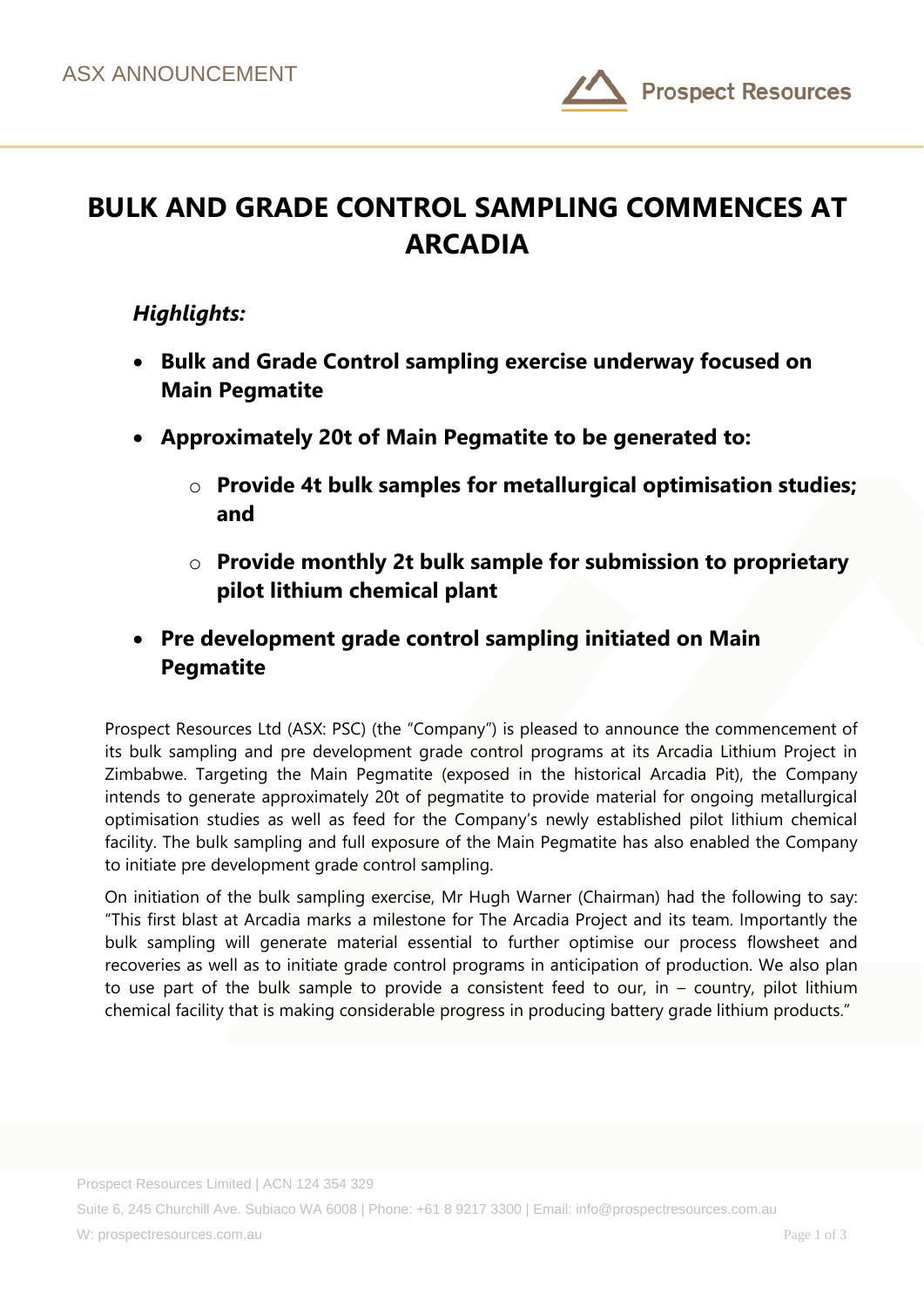ASX ANNOUNCEMENT

# BULK AND GRADE CONTROL SAMPLING COMMENCES AT ARCADIA

***Highlights:***

- **Bulk and Grade Control sampling exercise underway focused on Main Pegmatite**
- **Approximately 20t of Main Pegmatite to be generated to:**
  - **Provide 4t bulk samples for metallurgical optimisation studies; and**
  - **Provide monthly 2t bulk sample for submission to proprietary pilot lithium chemical plant**
- **Pre development grade control sampling initiated on Main Pegmatite**

Prospect Resources Ltd (ASX: PSC) (the "Company") is pleased to announce the commencement of its bulk sampling and pre development grade control programs at its Arcadia Lithium Project in Zimbabwe. Targeting the Main Pegmatite (exposed in the historical Arcadia Pit), the Company intends to generate approximately 20t of pegmatite to provide material for ongoing metallurgical optimisation studies as well as feed for the Company's newly established pilot lithium chemical facility. The bulk sampling and full exposure of the Main Pegmatite has also enabled the Company to initiate pre development grade control sampling.

On initiation of the bulk sampling exercise, Mr Hugh Warner (Chairman) had the following to say: "This first blast at Arcadia marks a milestone for The Arcadia Project and its team. Importantly the bulk sampling will generate material essential to further optimise our process flowsheet and recoveries as well as to initiate grade control programs in anticipation of production. We also plan to use part of the bulk sample to provide a consistent feed to our, in – country, pilot lithium chemical facility that is making considerable progress in producing battery grade lithium products."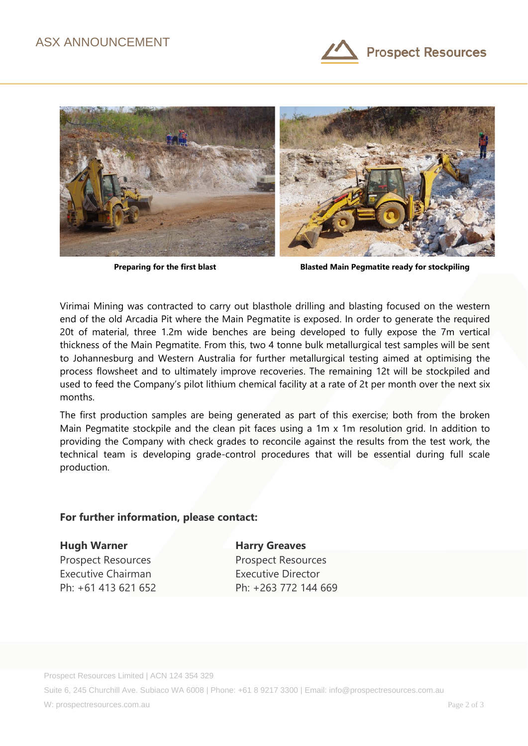Preparing for the first blast

Blasted Main Pegmatite ready for stockpiling

Virimai Mining was contracted to carry out blasthole drilling and blasting focused on the western end of the old Arcadia Pit where the Main Pegmatite is exposed. In order to generate the required 20t of material, three 1.2m wide benches are being developed to fully expose the 7m vertical thickness of the Main Pegmatite. From this, two 4 tonne bulk metallurgical test samples will be sent to Johannesburg and Western Australia for further metallurgical testing aimed at optimising the process flowsheet and to ultimately improve recoveries. The remaining 12t will be stockpiled and used to feed the Company's pilot lithium chemical facility at a rate of 2t per month over the next six months.

The first production samples are being generated as part of this exercise; both from the broken Main Pegmatite stockpile and the clean pit faces using a 1m x 1m resolution grid. In addition to providing the Company with check grades to reconcile against the results from the test work, the technical team is developing grade-control procedures that will be essential during full scale production.

**For further information, please contact:**

**Hugh Warner**
Prospect Resources
Executive Chairman
Ph: +61 413 621 652

**Harry Greaves**
Prospect Resources
Executive Director
Ph: +263 772 144 669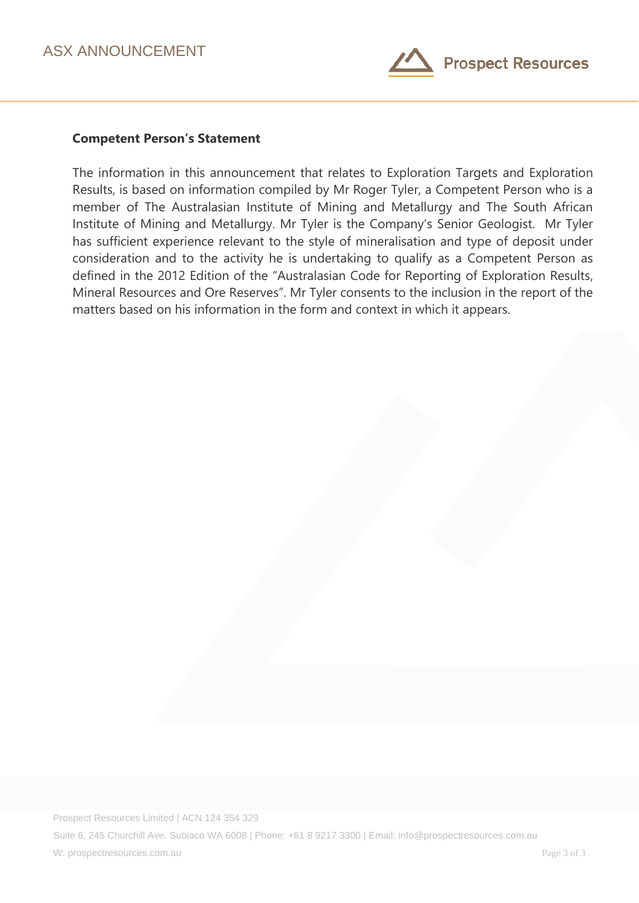**Competent Person's Statement**

The information in this announcement that relates to Exploration Targets and Exploration Results, is based on information compiled by Mr Roger Tyler, a Competent Person who is a member of The Australasian Institute of Mining and Metallurgy and The South African Institute of Mining and Metallurgy. Mr Tyler is the Company's Senior Geologist. Mr Tyler has sufficient experience relevant to the style of mineralisation and type of deposit under consideration and to the activity he is undertaking to qualify as a Competent Person as defined in the 2012 Edition of the "Australasian Code for Reporting of Exploration Results, Mineral Resources and Ore Reserves". Mr Tyler consents to the inclusion in the report of the matters based on his information in the form and context in which it appears.